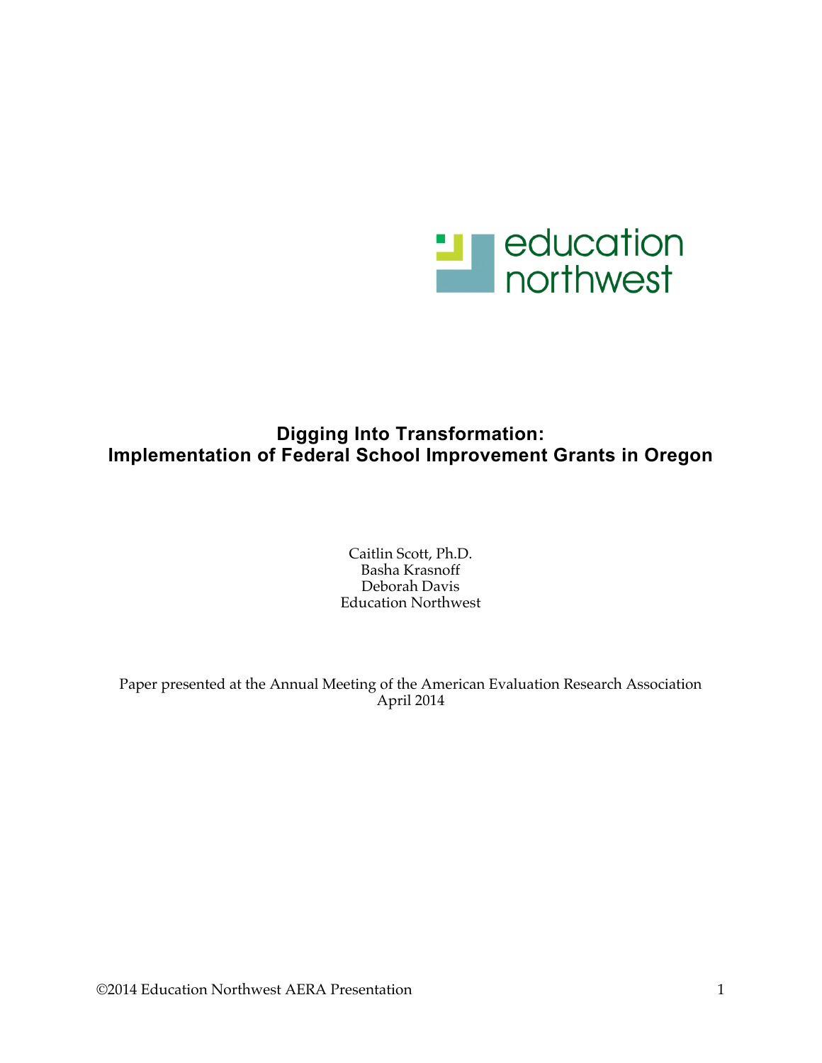education northwest

# Digging Into Transformation: Implementation of Federal School Improvement Grants in Oregon

Caitlin Scott, Ph.D.
Basha Krasnoff
Deborah Davis
Education Northwest

Paper presented at the Annual Meeting of the American Evaluation Research Association
April 2014

©2014 Education Northwest AERA Presentation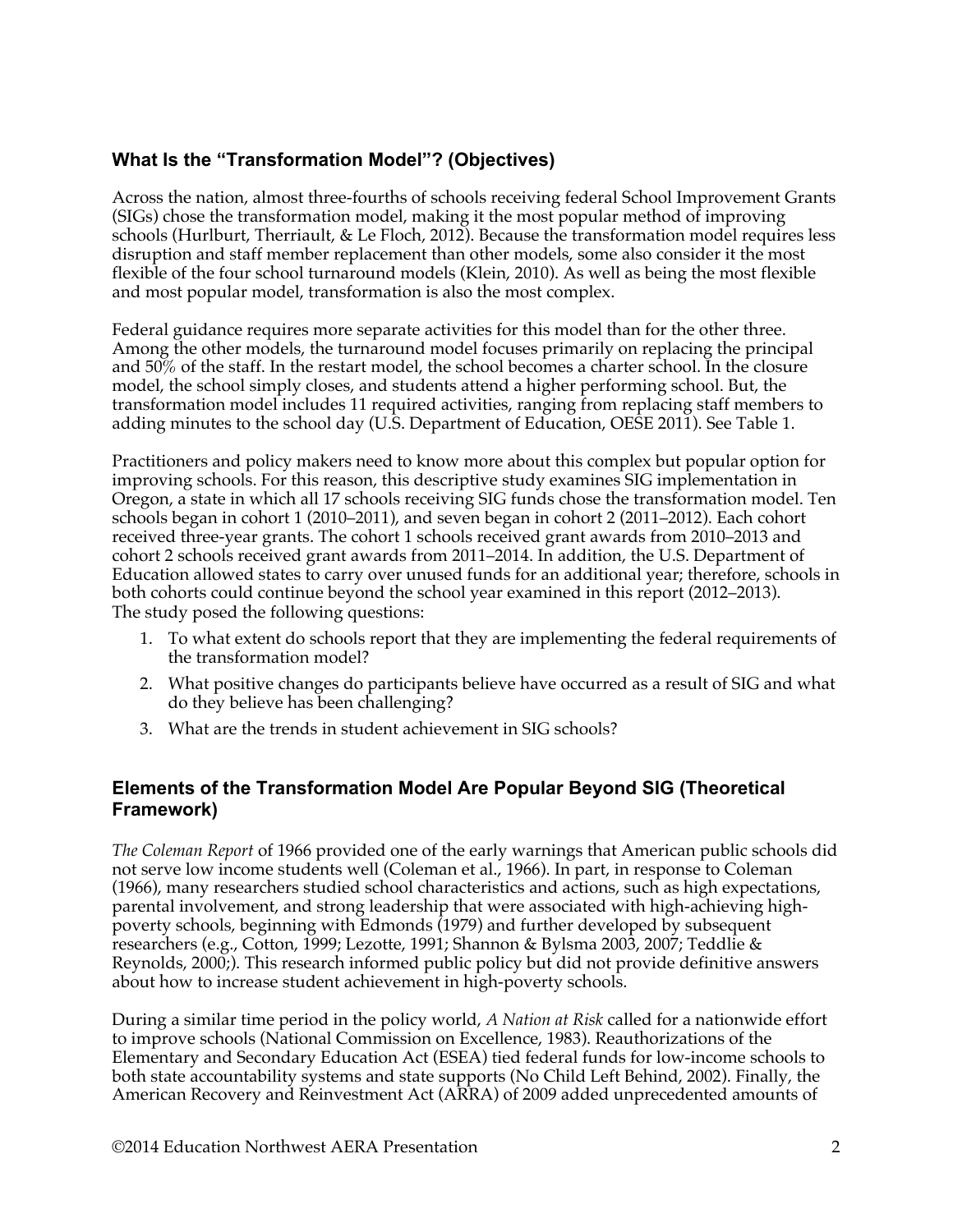## What Is the "Transformation Model"? (Objectives)

Across the nation, almost three-fourths of schools receiving federal School Improvement Grants (SIGs) chose the transformation model, making it the most popular method of improving schools (Hurlburt, Therriault, & Le Floch, 2012). Because the transformation model requires less disruption and staff member replacement than other models, some also consider it the most flexible of the four school turnaround models (Klein, 2010). As well as being the most flexible and most popular model, transformation is also the most complex.

Federal guidance requires more separate activities for this model than for the other three. Among the other models, the turnaround model focuses primarily on replacing the principal and 50% of the staff. In the restart model, the school becomes a charter school. In the closure model, the school simply closes, and students attend a higher performing school. But, the transformation model includes 11 required activities, ranging from replacing staff members to adding minutes to the school day (U.S. Department of Education, OESE 2011). See Table 1.

Practitioners and policy makers need to know more about this complex but popular option for improving schools. For this reason, this descriptive study examines SIG implementation in Oregon, a state in which all 17 schools receiving SIG funds chose the transformation model. Ten schools began in cohort 1 (2010–2011), and seven began in cohort 2 (2011–2012). Each cohort received three-year grants. The cohort 1 schools received grant awards from 2010–2013 and cohort 2 schools received grant awards from 2011–2014. In addition, the U.S. Department of Education allowed states to carry over unused funds for an additional year; therefore, schools in both cohorts could continue beyond the school year examined in this report (2012–2013). The study posed the following questions:

1. To what extent do schools report that they are implementing the federal requirements of the transformation model?
2. What positive changes do participants believe have occurred as a result of SIG and what do they believe has been challenging?
3. What are the trends in student achievement in SIG schools?

## Elements of the Transformation Model Are Popular Beyond SIG (Theoretical Framework)

*The Coleman Report* of 1966 provided one of the early warnings that American public schools did not serve low income students well (Coleman et al., 1966). In part, in response to Coleman (1966), many researchers studied school characteristics and actions, such as high expectations, parental involvement, and strong leadership that were associated with high-achieving high-poverty schools, beginning with Edmonds (1979) and further developed by subsequent researchers (e.g., Cotton, 1999; Lezotte, 1991; Shannon & Bylsma 2003, 2007; Teddlie & Reynolds, 2000;). This research informed public policy but did not provide definitive answers about how to increase student achievement in high-poverty schools.

During a similar time period in the policy world, *A Nation at Risk* called for a nationwide effort to improve schools (National Commission on Excellence, 1983). Reauthorizations of the Elementary and Secondary Education Act (ESEA) tied federal funds for low-income schools to both state accountability systems and state supports (No Child Left Behind, 2002). Finally, the American Recovery and Reinvestment Act (ARRA) of 2009 added unprecedented amounts of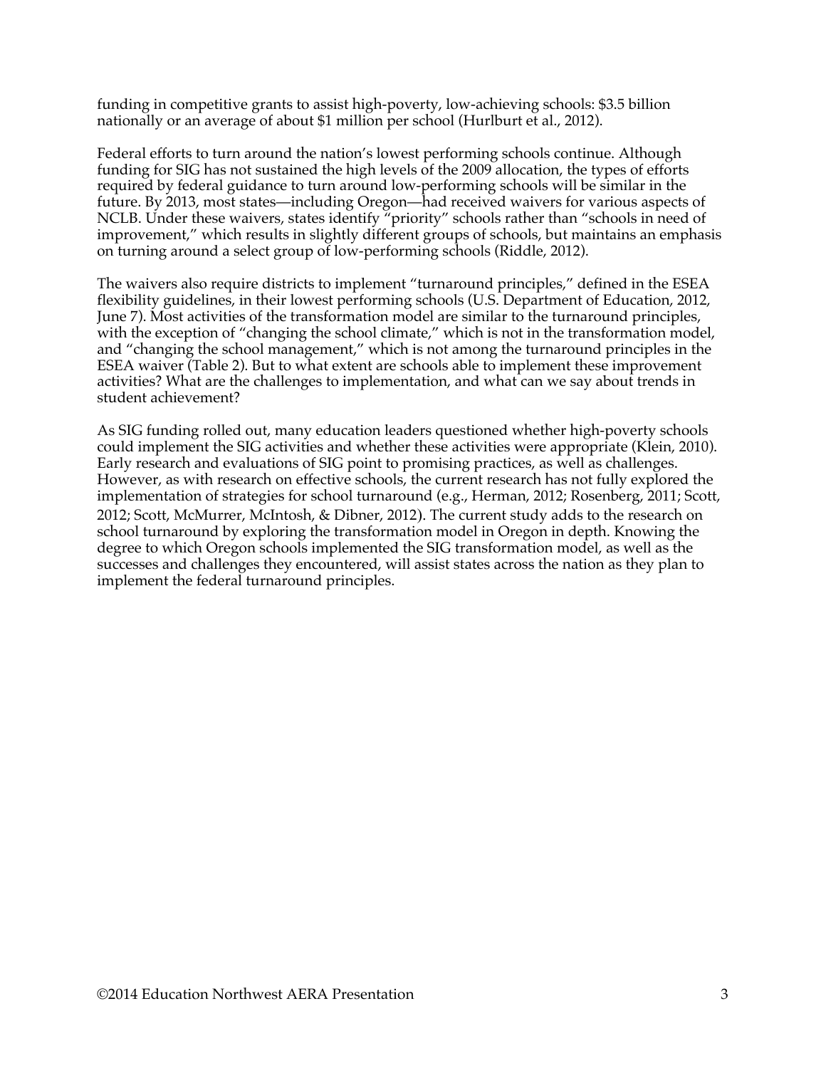funding in competitive grants to assist high-poverty, low-achieving schools: $3.5 billion nationally or an average of about $1 million per school (Hurlburt et al., 2012).

Federal efforts to turn around the nation's lowest performing schools continue. Although funding for SIG has not sustained the high levels of the 2009 allocation, the types of efforts required by federal guidance to turn around low-performing schools will be similar in the future. By 2013, most states—including Oregon—had received waivers for various aspects of NCLB. Under these waivers, states identify "priority" schools rather than "schools in need of improvement," which results in slightly different groups of schools, but maintains an emphasis on turning around a select group of low-performing schools (Riddle, 2012).

The waivers also require districts to implement "turnaround principles," defined in the ESEA flexibility guidelines, in their lowest performing schools (U.S. Department of Education, 2012, June 7). Most activities of the transformation model are similar to the turnaround principles, with the exception of "changing the school climate," which is not in the transformation model, and "changing the school management," which is not among the turnaround principles in the ESEA waiver (Table 2). But to what extent are schools able to implement these improvement activities? What are the challenges to implementation, and what can we say about trends in student achievement?

As SIG funding rolled out, many education leaders questioned whether high-poverty schools could implement the SIG activities and whether these activities were appropriate (Klein, 2010). Early research and evaluations of SIG point to promising practices, as well as challenges. However, as with research on effective schools, the current research has not fully explored the implementation of strategies for school turnaround (e.g., Herman, 2012; Rosenberg, 2011; Scott, 2012; Scott, McMurrer, McIntosh, & Dibner, 2012). The current study adds to the research on school turnaround by exploring the transformation model in Oregon in depth. Knowing the degree to which Oregon schools implemented the SIG transformation model, as well as the successes and challenges they encountered, will assist states across the nation as they plan to implement the federal turnaround principles.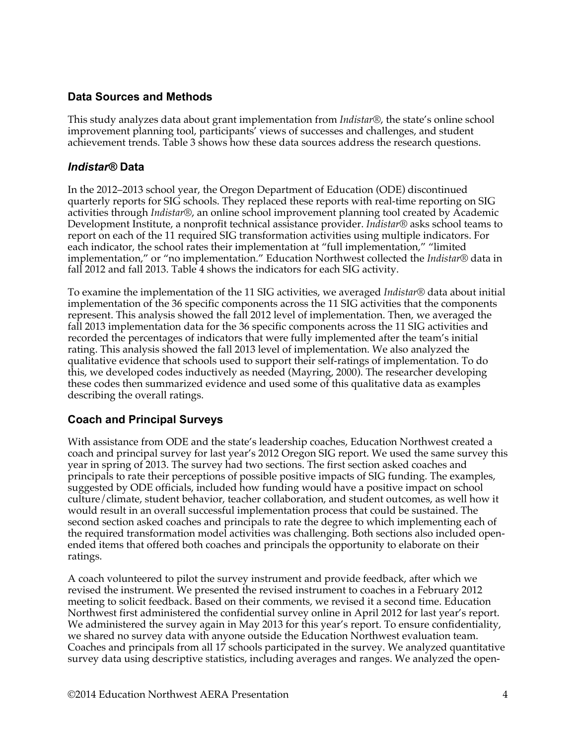## Data Sources and Methods

This study analyzes data about grant implementation from *Indistar®*, the state's online school improvement planning tool, participants' views of successes and challenges, and student achievement trends. Table 3 shows how these data sources address the research questions.

### *Indistar®* Data

In the 2012–2013 school year, the Oregon Department of Education (ODE) discontinued quarterly reports for SIG schools. They replaced these reports with real-time reporting on SIG activities through *Indistar®*, an online school improvement planning tool created by Academic Development Institute, a nonprofit technical assistance provider. *Indistar®* asks school teams to report on each of the 11 required SIG transformation activities using multiple indicators. For each indicator, the school rates their implementation at "full implementation," "limited implementation," or "no implementation." Education Northwest collected the *Indistar®* data in fall 2012 and fall 2013. Table 4 shows the indicators for each SIG activity.

To examine the implementation of the 11 SIG activities, we averaged *Indistar®* data about initial implementation of the 36 specific components across the 11 SIG activities that the components represent. This analysis showed the fall 2012 level of implementation. Then, we averaged the fall 2013 implementation data for the 36 specific components across the 11 SIG activities and recorded the percentages of indicators that were fully implemented after the team's initial rating. This analysis showed the fall 2013 level of implementation. We also analyzed the qualitative evidence that schools used to support their self-ratings of implementation. To do this, we developed codes inductively as needed (Mayring, 2000). The researcher developing these codes then summarized evidence and used some of this qualitative data as examples describing the overall ratings.

### Coach and Principal Surveys

With assistance from ODE and the state's leadership coaches, Education Northwest created a coach and principal survey for last year's 2012 Oregon SIG report. We used the same survey this year in spring of 2013. The survey had two sections. The first section asked coaches and principals to rate their perceptions of possible positive impacts of SIG funding. The examples, suggested by ODE officials, included how funding would have a positive impact on school culture/climate, student behavior, teacher collaboration, and student outcomes, as well how it would result in an overall successful implementation process that could be sustained. The second section asked coaches and principals to rate the degree to which implementing each of the required transformation model activities was challenging. Both sections also included open-ended items that offered both coaches and principals the opportunity to elaborate on their ratings.

A coach volunteered to pilot the survey instrument and provide feedback, after which we revised the instrument. We presented the revised instrument to coaches in a February 2012 meeting to solicit feedback. Based on their comments, we revised it a second time. Education Northwest first administered the confidential survey online in April 2012 for last year's report. We administered the survey again in May 2013 for this year's report. To ensure confidentiality, we shared no survey data with anyone outside the Education Northwest evaluation team. Coaches and principals from all 17 schools participated in the survey. We analyzed quantitative survey data using descriptive statistics, including averages and ranges. We analyzed the open-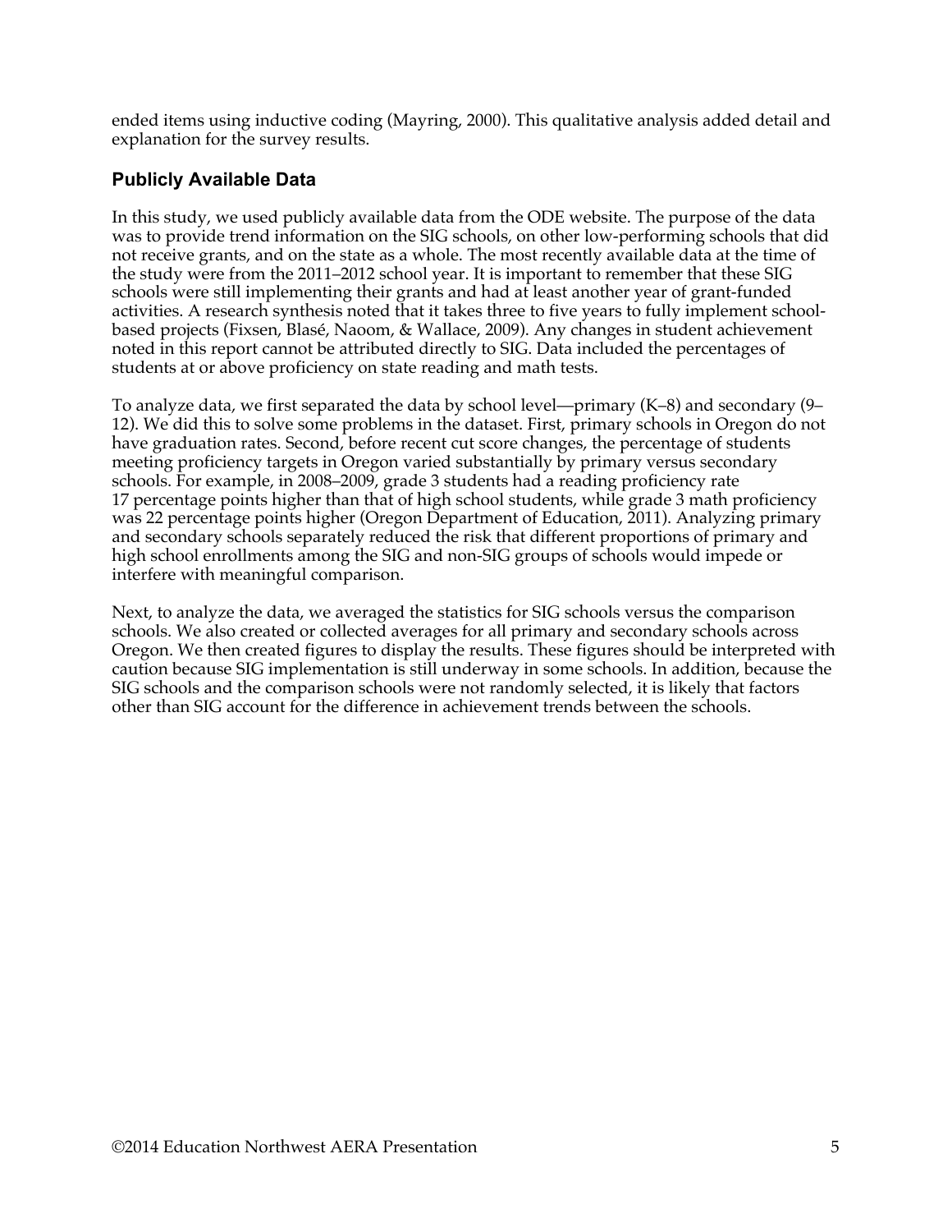ended items using inductive coding (Mayring, 2000). This qualitative analysis added detail and explanation for the survey results.

### Publicly Available Data

In this study, we used publicly available data from the ODE website. The purpose of the data was to provide trend information on the SIG schools, on other low-performing schools that did not receive grants, and on the state as a whole. The most recently available data at the time of the study were from the 2011–2012 school year. It is important to remember that these SIG schools were still implementing their grants and had at least another year of grant-funded activities. A research synthesis noted that it takes three to five years to fully implement school-based projects (Fixsen, Blasé, Naoom, & Wallace, 2009). Any changes in student achievement noted in this report cannot be attributed directly to SIG. Data included the percentages of students at or above proficiency on state reading and math tests.

To analyze data, we first separated the data by school level—primary (K–8) and secondary (9–12). We did this to solve some problems in the dataset. First, primary schools in Oregon do not have graduation rates. Second, before recent cut score changes, the percentage of students meeting proficiency targets in Oregon varied substantially by primary versus secondary schools. For example, in 2008–2009, grade 3 students had a reading proficiency rate 17 percentage points higher than that of high school students, while grade 3 math proficiency was 22 percentage points higher (Oregon Department of Education, 2011). Analyzing primary and secondary schools separately reduced the risk that different proportions of primary and high school enrollments among the SIG and non-SIG groups of schools would impede or interfere with meaningful comparison.

Next, to analyze the data, we averaged the statistics for SIG schools versus the comparison schools. We also created or collected averages for all primary and secondary schools across Oregon. We then created figures to display the results. These figures should be interpreted with caution because SIG implementation is still underway in some schools. In addition, because the SIG schools and the comparison schools were not randomly selected, it is likely that factors other than SIG account for the difference in achievement trends between the schools.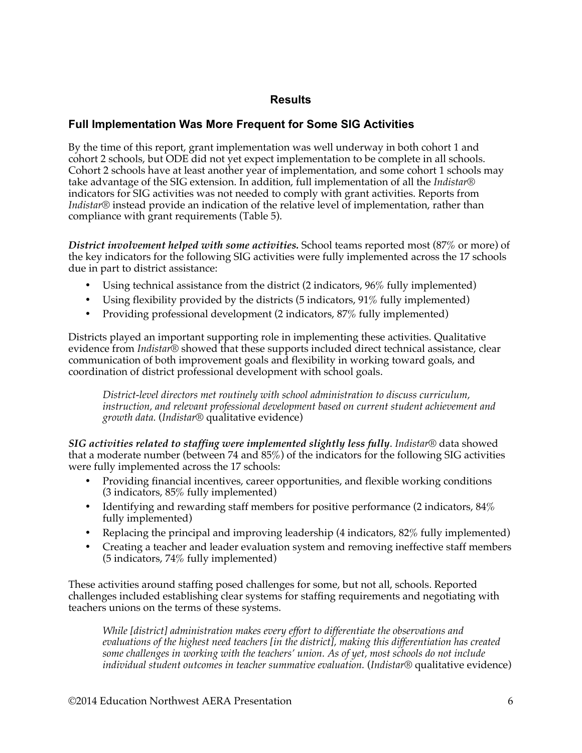## Results

### Full Implementation Was More Frequent for Some SIG Activities

By the time of this report, grant implementation was well underway in both cohort 1 and cohort 2 schools, but ODE did not yet expect implementation to be complete in all schools. Cohort 2 schools have at least another year of implementation, and some cohort 1 schools may take advantage of the SIG extension. In addition, full implementation of all the *Indistar®* indicators for SIG activities was not needed to comply with grant activities. Reports from *Indistar®* instead provide an indication of the relative level of implementation, rather than compliance with grant requirements (Table 5).

***District involvement helped with some activities.*** School teams reported most (87% or more) of the key indicators for the following SIG activities were fully implemented across the 17 schools due in part to district assistance:

- Using technical assistance from the district (2 indicators, 96% fully implemented)
- Using flexibility provided by the districts (5 indicators, 91% fully implemented)
- Providing professional development (2 indicators, 87% fully implemented)

Districts played an important supporting role in implementing these activities. Qualitative evidence from *Indistar®* showed that these supports included direct technical assistance, clear communication of both improvement goals and flexibility in working toward goals, and coordination of district professional development with school goals.

> *District-level directors met routinely with school administration to discuss curriculum, instruction, and relevant professional development based on current student achievement and growth data.* (*Indistar®* qualitative evidence)

***SIG activities related to staffing were implemented slightly less fully***. *Indistar®* data showed that a moderate number (between 74 and 85%) of the indicators for the following SIG activities were fully implemented across the 17 schools:

- Providing financial incentives, career opportunities, and flexible working conditions (3 indicators, 85% fully implemented)
- Identifying and rewarding staff members for positive performance (2 indicators, 84% fully implemented)
- Replacing the principal and improving leadership (4 indicators, 82% fully implemented)
- Creating a teacher and leader evaluation system and removing ineffective staff members (5 indicators, 74% fully implemented)

These activities around staffing posed challenges for some, but not all, schools. Reported challenges included establishing clear systems for staffing requirements and negotiating with teachers unions on the terms of these systems.

> *While [district] administration makes every effort to differentiate the observations and evaluations of the highest need teachers [in the district], making this differentiation has created some challenges in working with the teachers' union. As of yet, most schools do not include individual student outcomes in teacher summative evaluation.* (*Indistar®* qualitative evidence)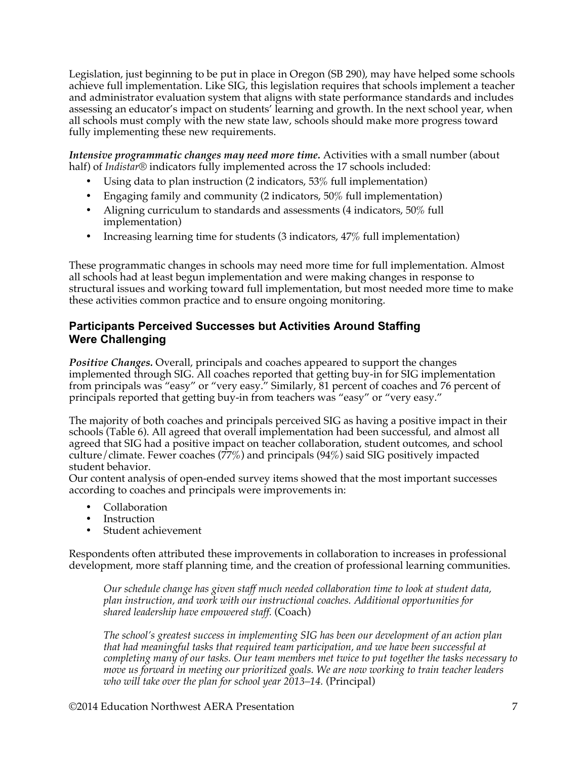Legislation, just beginning to be put in place in Oregon (SB 290), may have helped some schools achieve full implementation. Like SIG, this legislation requires that schools implement a teacher and administrator evaluation system that aligns with state performance standards and includes assessing an educator's impact on students' learning and growth. In the next school year, when all schools must comply with the new state law, schools should make more progress toward fully implementing these new requirements.

***Intensive programmatic changes may need more time.*** Activities with a small number (about half) of *Indistar®* indicators fully implemented across the 17 schools included:

- Using data to plan instruction (2 indicators, 53% full implementation)
- Engaging family and community (2 indicators, 50% full implementation)
- Aligning curriculum to standards and assessments (4 indicators, 50% full implementation)
- Increasing learning time for students (3 indicators, 47% full implementation)

These programmatic changes in schools may need more time for full implementation. Almost all schools had at least begun implementation and were making changes in response to structural issues and working toward full implementation, but most needed more time to make these activities common practice and to ensure ongoing monitoring.

## Participants Perceived Successes but Activities Around Staffing Were Challenging

***Positive Changes.*** Overall, principals and coaches appeared to support the changes implemented through SIG. All coaches reported that getting buy-in for SIG implementation from principals was "easy" or "very easy." Similarly, 81 percent of coaches and 76 percent of principals reported that getting buy-in from teachers was "easy" or "very easy."

The majority of both coaches and principals perceived SIG as having a positive impact in their schools (Table 6). All agreed that overall implementation had been successful, and almost all agreed that SIG had a positive impact on teacher collaboration, student outcomes, and school culture/climate. Fewer coaches (77%) and principals (94%) said SIG positively impacted student behavior.

Our content analysis of open-ended survey items showed that the most important successes according to coaches and principals were improvements in:

- Collaboration
- Instruction
- Student achievement

Respondents often attributed these improvements in collaboration to increases in professional development, more staff planning time, and the creation of professional learning communities.

> *Our schedule change has given staff much needed collaboration time to look at student data, plan instruction, and work with our instructional coaches. Additional opportunities for shared leadership have empowered staff.* (Coach)

> *The school's greatest success in implementing SIG has been our development of an action plan that had meaningful tasks that required team participation, and we have been successful at completing many of our tasks. Our team members met twice to put together the tasks necessary to move us forward in meeting our prioritized goals. We are now working to train teacher leaders who will take over the plan for school year 2013–14.* (Principal)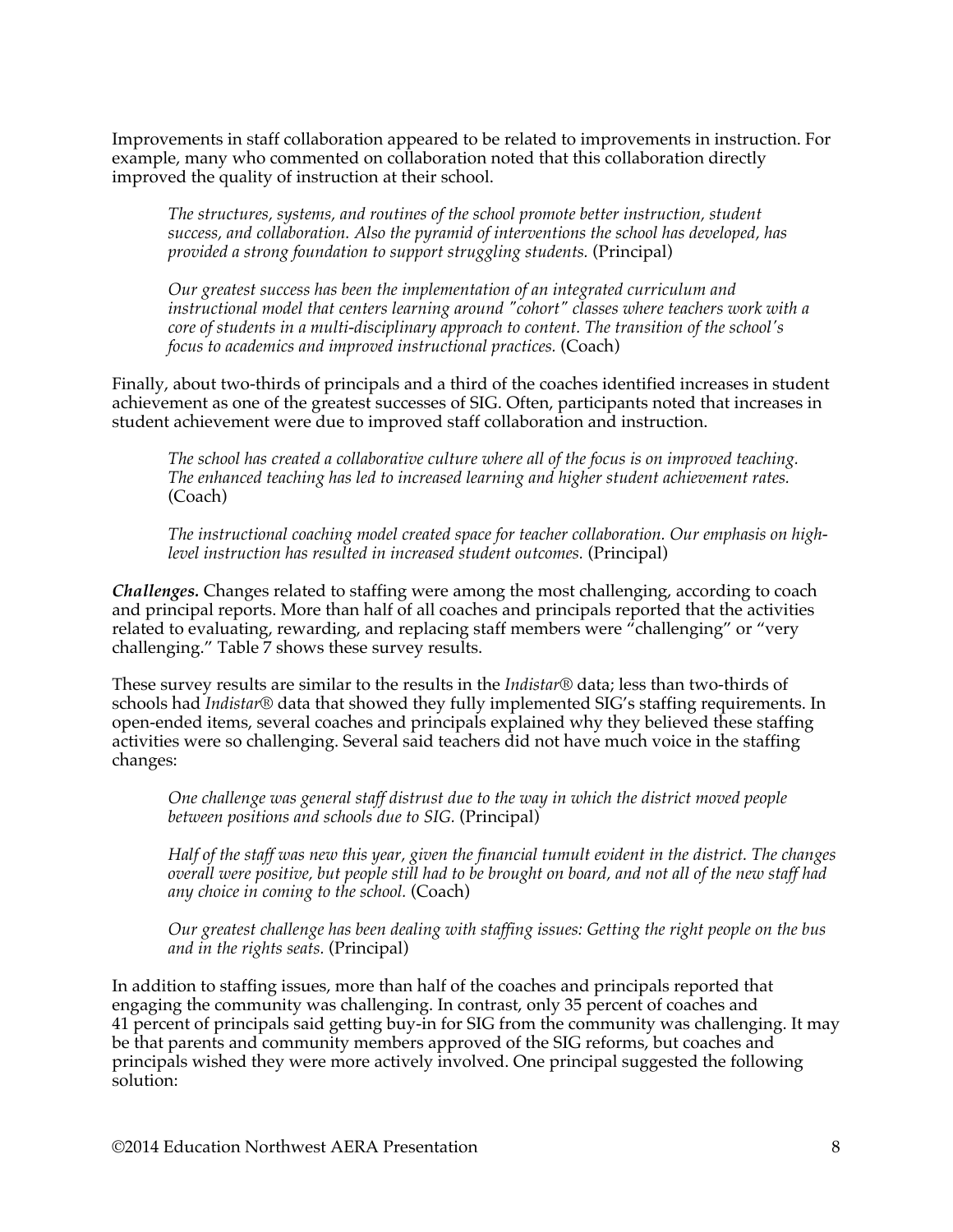Improvements in staff collaboration appeared to be related to improvements in instruction. For example, many who commented on collaboration noted that this collaboration directly improved the quality of instruction at their school.

> *The structures, systems, and routines of the school promote better instruction, student success, and collaboration. Also the pyramid of interventions the school has developed, has provided a strong foundation to support struggling students.* (Principal)

> *Our greatest success has been the implementation of an integrated curriculum and instructional model that centers learning around "cohort" classes where teachers work with a core of students in a multi-disciplinary approach to content. The transition of the school's focus to academics and improved instructional practices.* (Coach)

Finally, about two-thirds of principals and a third of the coaches identified increases in student achievement as one of the greatest successes of SIG. Often, participants noted that increases in student achievement were due to improved staff collaboration and instruction.

> *The school has created a collaborative culture where all of the focus is on improved teaching. The enhanced teaching has led to increased learning and higher student achievement rates.* (Coach)

> *The instructional coaching model created space for teacher collaboration. Our emphasis on high-level instruction has resulted in increased student outcomes.* (Principal)

***Challenges.*** Changes related to staffing were among the most challenging, according to coach and principal reports. More than half of all coaches and principals reported that the activities related to evaluating, rewarding, and replacing staff members were "challenging" or "very challenging." Table 7 shows these survey results.

These survey results are similar to the results in the *Indistar®* data; less than two-thirds of schools had *Indistar®* data that showed they fully implemented SIG's staffing requirements. In open-ended items, several coaches and principals explained why they believed these staffing activities were so challenging. Several said teachers did not have much voice in the staffing changes:

> *One challenge was general staff distrust due to the way in which the district moved people between positions and schools due to SIG.* (Principal)

> *Half of the staff was new this year, given the financial tumult evident in the district. The changes overall were positive, but people still had to be brought on board, and not all of the new staff had any choice in coming to the school.* (Coach)

> *Our greatest challenge has been dealing with staffing issues: Getting the right people on the bus and in the rights seats.* (Principal)

In addition to staffing issues, more than half of the coaches and principals reported that engaging the community was challenging. In contrast, only 35 percent of coaches and 41 percent of principals said getting buy-in for SIG from the community was challenging. It may be that parents and community members approved of the SIG reforms, but coaches and principals wished they were more actively involved. One principal suggested the following solution: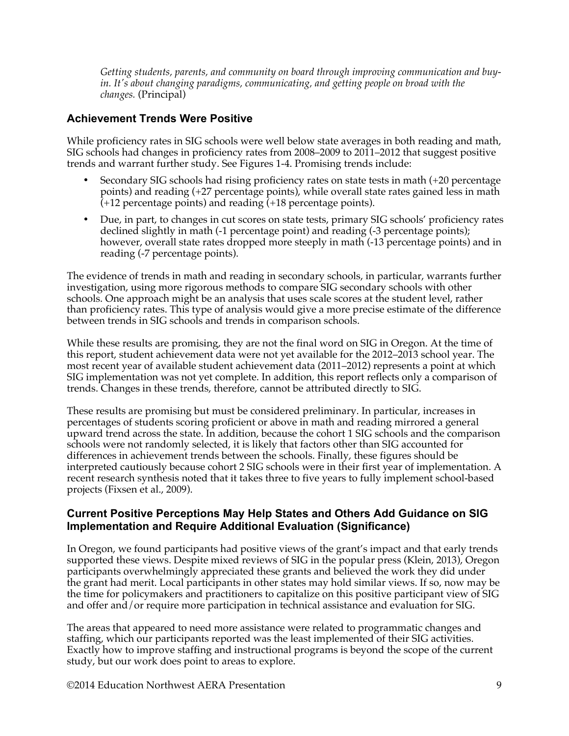*Getting students, parents, and community on board through improving communication and buy-in. It's about changing paradigms, communicating, and getting people on broad with the changes.* (Principal)

### Achievement Trends Were Positive

While proficiency rates in SIG schools were well below state averages in both reading and math, SIG schools had changes in proficiency rates from 2008–2009 to 2011–2012 that suggest positive trends and warrant further study. See Figures 1-4. Promising trends include:

- Secondary SIG schools had rising proficiency rates on state tests in math (+20 percentage points) and reading (+27 percentage points), while overall state rates gained less in math (+12 percentage points) and reading (+18 percentage points).
- Due, in part, to changes in cut scores on state tests, primary SIG schools' proficiency rates declined slightly in math (-1 percentage point) and reading (-3 percentage points); however, overall state rates dropped more steeply in math (-13 percentage points) and in reading (-7 percentage points).

The evidence of trends in math and reading in secondary schools, in particular, warrants further investigation, using more rigorous methods to compare SIG secondary schools with other schools. One approach might be an analysis that uses scale scores at the student level, rather than proficiency rates. This type of analysis would give a more precise estimate of the difference between trends in SIG schools and trends in comparison schools.

While these results are promising, they are not the final word on SIG in Oregon. At the time of this report, student achievement data were not yet available for the 2012–2013 school year. The most recent year of available student achievement data (2011–2012) represents a point at which SIG implementation was not yet complete. In addition, this report reflects only a comparison of trends. Changes in these trends, therefore, cannot be attributed directly to SIG.

These results are promising but must be considered preliminary. In particular, increases in percentages of students scoring proficient or above in math and reading mirrored a general upward trend across the state. In addition, because the cohort 1 SIG schools and the comparison schools were not randomly selected, it is likely that factors other than SIG accounted for differences in achievement trends between the schools. Finally, these figures should be interpreted cautiously because cohort 2 SIG schools were in their first year of implementation. A recent research synthesis noted that it takes three to five years to fully implement school-based projects (Fixsen et al., 2009).

### Current Positive Perceptions May Help States and Others Add Guidance on SIG Implementation and Require Additional Evaluation (Significance)

In Oregon, we found participants had positive views of the grant's impact and that early trends supported these views. Despite mixed reviews of SIG in the popular press (Klein, 2013), Oregon participants overwhelmingly appreciated these grants and believed the work they did under the grant had merit. Local participants in other states may hold similar views. If so, now may be the time for policymakers and practitioners to capitalize on this positive participant view of SIG and offer and/or require more participation in technical assistance and evaluation for SIG.

The areas that appeared to need more assistance were related to programmatic changes and staffing, which our participants reported was the least implemented of their SIG activities. Exactly how to improve staffing and instructional programs is beyond the scope of the current study, but our work does point to areas to explore.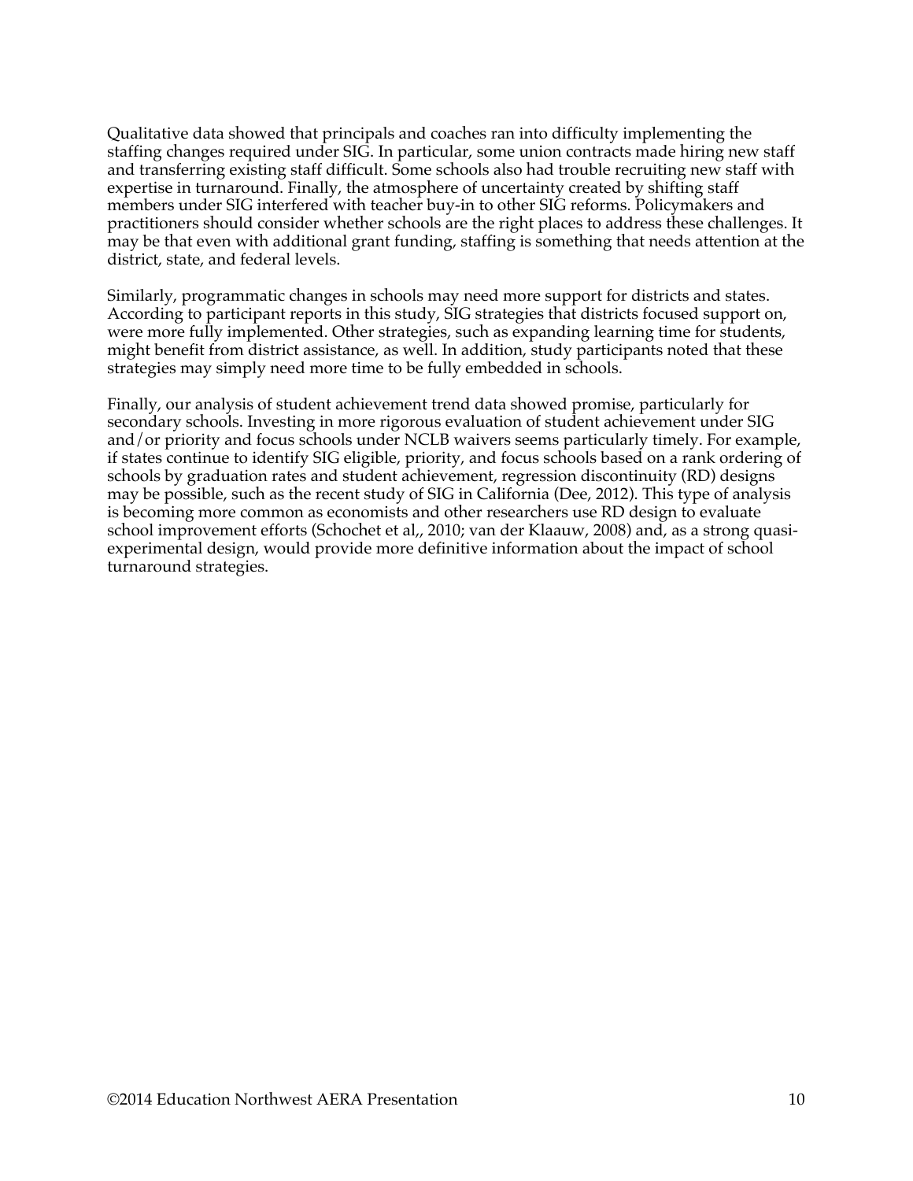Qualitative data showed that principals and coaches ran into difficulty implementing the staffing changes required under SIG. In particular, some union contracts made hiring new staff and transferring existing staff difficult. Some schools also had trouble recruiting new staff with expertise in turnaround. Finally, the atmosphere of uncertainty created by shifting staff members under SIG interfered with teacher buy-in to other SIG reforms. Policymakers and practitioners should consider whether schools are the right places to address these challenges. It may be that even with additional grant funding, staffing is something that needs attention at the district, state, and federal levels.

Similarly, programmatic changes in schools may need more support for districts and states. According to participant reports in this study, SIG strategies that districts focused support on, were more fully implemented. Other strategies, such as expanding learning time for students, might benefit from district assistance, as well. In addition, study participants noted that these strategies may simply need more time to be fully embedded in schools.

Finally, our analysis of student achievement trend data showed promise, particularly for secondary schools. Investing in more rigorous evaluation of student achievement under SIG and/or priority and focus schools under NCLB waivers seems particularly timely. For example, if states continue to identify SIG eligible, priority, and focus schools based on a rank ordering of schools by graduation rates and student achievement, regression discontinuity (RD) designs may be possible, such as the recent study of SIG in California (Dee, 2012). This type of analysis is becoming more common as economists and other researchers use RD design to evaluate school improvement efforts (Schochet et al,, 2010; van der Klaauw, 2008) and, as a strong quasi-experimental design, would provide more definitive information about the impact of school turnaround strategies.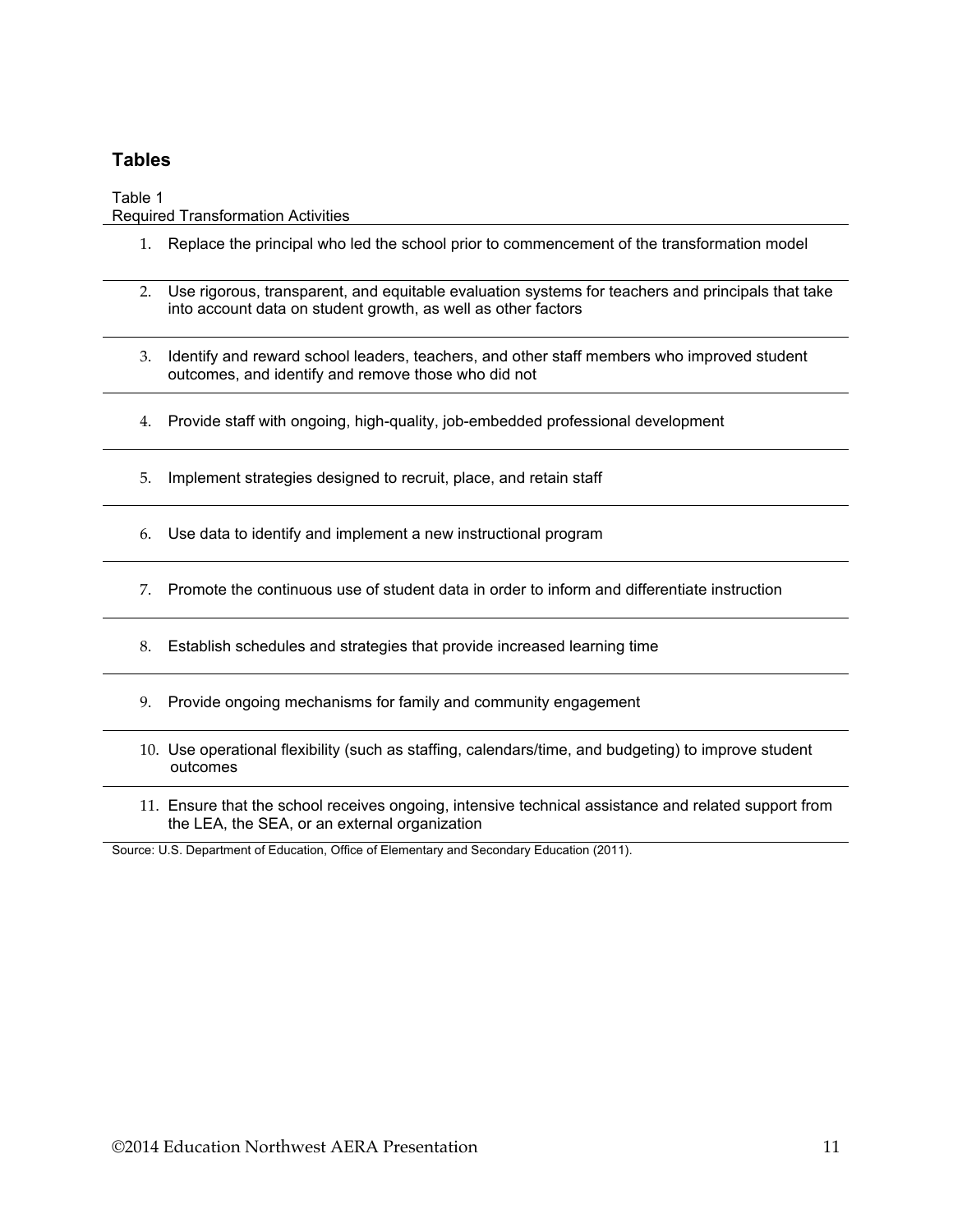## Tables

Table 1
Required Transformation Activities

| | |
|---|---|
| 1. | Replace the principal who led the school prior to commencement of the transformation model |
| 2. | Use rigorous, transparent, and equitable evaluation systems for teachers and principals that take into account data on student growth, as well as other factors |
| 3. | Identify and reward school leaders, teachers, and other staff members who improved student outcomes, and identify and remove those who did not |
| 4. | Provide staff with ongoing, high-quality, job-embedded professional development |
| 5. | Implement strategies designed to recruit, place, and retain staff |
| 6. | Use data to identify and implement a new instructional program |
| 7. | Promote the continuous use of student data in order to inform and differentiate instruction |
| 8. | Establish schedules and strategies that provide increased learning time |
| 9. | Provide ongoing mechanisms for family and community engagement |
| 10. | Use operational flexibility (such as staffing, calendars/time, and budgeting) to improve student outcomes |
| 11. | Ensure that the school receives ongoing, intensive technical assistance and related support from the LEA, the SEA, or an external organization |

Source: U.S. Department of Education, Office of Elementary and Secondary Education (2011).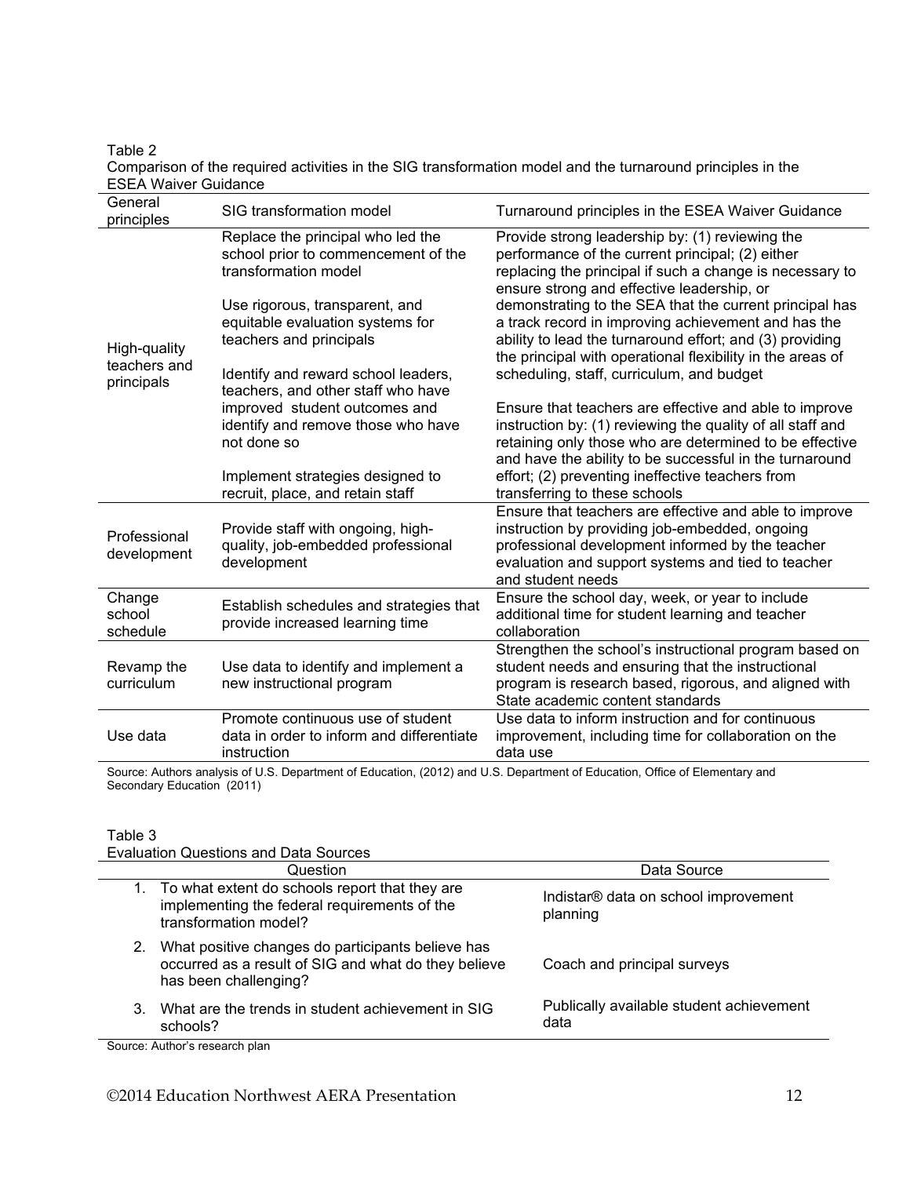Table 2
Comparison of the required activities in the SIG transformation model and the turnaround principles in the ESEA Waiver Guidance

| General principles | SIG transformation model | Turnaround principles in the ESEA Waiver Guidance |
|---|---|---|
| High-quality teachers and principals | Replace the principal who led the school prior to commencement of the transformation model<br><br>Use rigorous, transparent, and equitable evaluation systems for teachers and principals<br><br>Identify and reward school leaders, teachers, and other staff who have improved student outcomes and identify and remove those who have not done so<br><br>Implement strategies designed to recruit, place, and retain staff | Provide strong leadership by: (1) reviewing the performance of the current principal; (2) either replacing the principal if such a change is necessary to ensure strong and effective leadership, or demonstrating to the SEA that the current principal has a track record in improving achievement and has the ability to lead the turnaround effort; and (3) providing the principal with operational flexibility in the areas of scheduling, staff, curriculum, and budget<br><br>Ensure that teachers are effective and able to improve instruction by: (1) reviewing the quality of all staff and retaining only those who are determined to be effective and have the ability to be successful in the turnaround effort; (2) preventing ineffective teachers from transferring to these schools |
| Professional development | Provide staff with ongoing, high-quality, job-embedded professional development | Ensure that teachers are effective and able to improve instruction by providing job-embedded, ongoing professional development informed by the teacher evaluation and support systems and tied to teacher and student needs |
| Change school schedule | Establish schedules and strategies that provide increased learning time | Ensure the school day, week, or year to include additional time for student learning and teacher collaboration |
| Revamp the curriculum | Use data to identify and implement a new instructional program | Strengthen the school's instructional program based on student needs and ensuring that the instructional program is research based, rigorous, and aligned with State academic content standards |
| Use data | Promote continuous use of student data in order to inform and differentiate instruction | Use data to inform instruction and for continuous improvement, including time for collaboration on the data use |

Source: Authors analysis of U.S. Department of Education, (2012) and U.S. Department of Education, Office of Elementary and Secondary Education (2011)

Table 3
Evaluation Questions and Data Sources

| Question | Data Source |
|---|---|
| 1. To what extent do schools report that they are implementing the federal requirements of the transformation model? | Indistar® data on school improvement planning |
| 2. What positive changes do participants believe has occurred as a result of SIG and what do they believe has been challenging? | Coach and principal surveys |
| 3. What are the trends in student achievement in SIG schools? | Publically available student achievement data |

Source: Author's research plan

©2014 Education Northwest AERA Presentation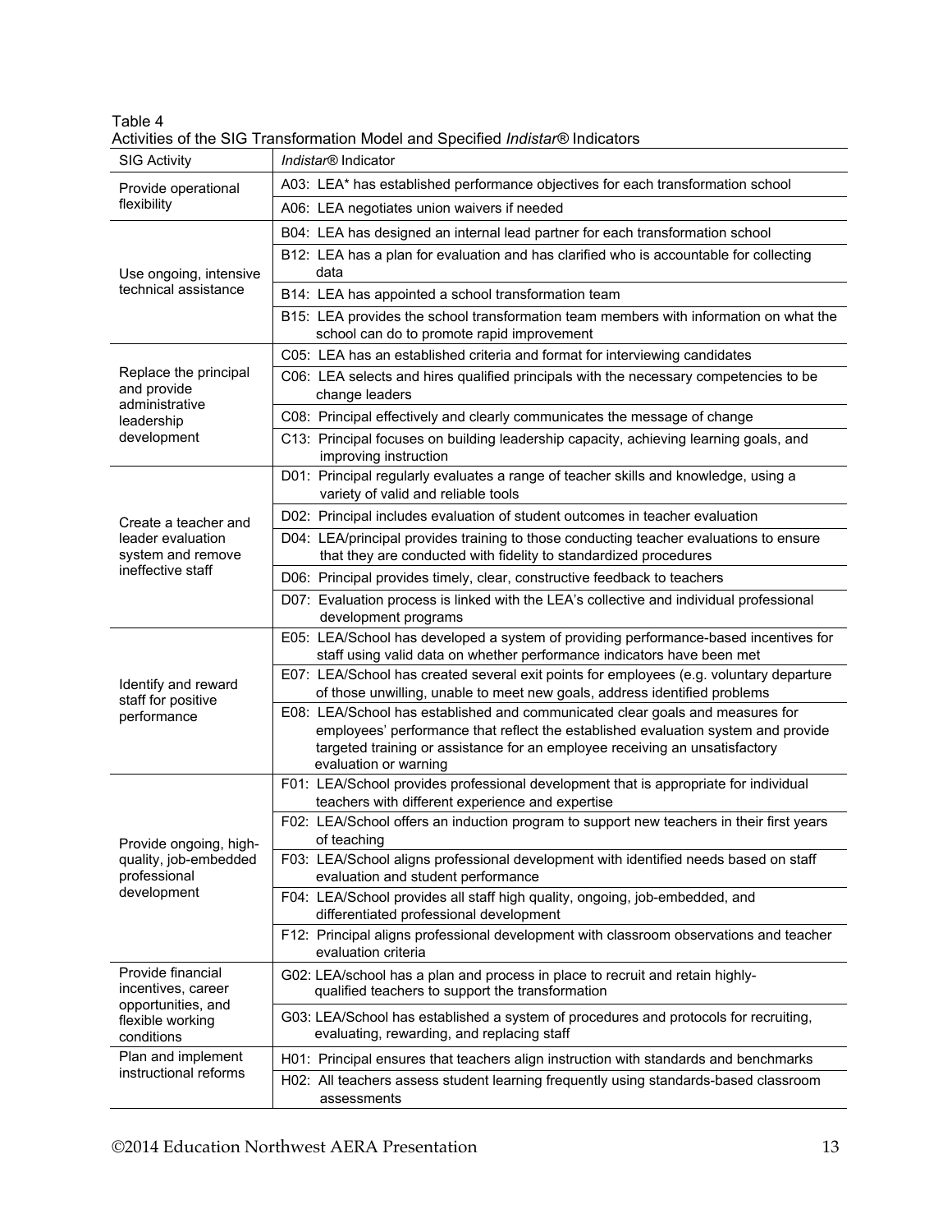Table 4
Activities of the SIG Transformation Model and Specified *Indistar®* Indicators

| SIG Activity | *Indistar®* Indicator |
|---|---|
| Provide operational flexibility | A03: LEA* has established performance objectives for each transformation school |
| | A06: LEA negotiates union waivers if needed |
| Use ongoing, intensive technical assistance | B04: LEA has designed an internal lead partner for each transformation school |
| | B12: LEA has a plan for evaluation and has clarified who is accountable for collecting data |
| | B14: LEA has appointed a school transformation team |
| | B15: LEA provides the school transformation team members with information on what the school can do to promote rapid improvement |
| Replace the principal and provide administrative leadership development | C05: LEA has an established criteria and format for interviewing candidates |
| | C06: LEA selects and hires qualified principals with the necessary competencies to be change leaders |
| | C08: Principal effectively and clearly communicates the message of change |
| | C13: Principal focuses on building leadership capacity, achieving learning goals, and improving instruction |
| Create a teacher and leader evaluation system and remove ineffective staff | D01: Principal regularly evaluates a range of teacher skills and knowledge, using a variety of valid and reliable tools |
| | D02: Principal includes evaluation of student outcomes in teacher evaluation |
| | D04: LEA/principal provides training to those conducting teacher evaluations to ensure that they are conducted with fidelity to standardized procedures |
| | D06: Principal provides timely, clear, constructive feedback to teachers |
| | D07: Evaluation process is linked with the LEA's collective and individual professional development programs |
| Identify and reward staff for positive performance | E05: LEA/School has developed a system of providing performance-based incentives for staff using valid data on whether performance indicators have been met |
| | E07: LEA/School has created several exit points for employees (e.g. voluntary departure of those unwilling, unable to meet new goals, address identified problems |
| | E08: LEA/School has established and communicated clear goals and measures for employees' performance that reflect the established evaluation system and provide targeted training or assistance for an employee receiving an unsatisfactory evaluation or warning |
| Provide ongoing, high-quality, job-embedded professional development | F01: LEA/School provides professional development that is appropriate for individual teachers with different experience and expertise |
| | F02: LEA/School offers an induction program to support new teachers in their first years of teaching |
| | F03: LEA/School aligns professional development with identified needs based on staff evaluation and student performance |
| | F04: LEA/School provides all staff high quality, ongoing, job-embedded, and differentiated professional development |
| | F12: Principal aligns professional development with classroom observations and teacher evaluation criteria |
| Provide financial incentives, career opportunities, and flexible working conditions | G02: LEA/school has a plan and process in place to recruit and retain highly-qualified teachers to support the transformation |
| | G03: LEA/School has established a system of procedures and protocols for recruiting, evaluating, rewarding, and replacing staff |
| Plan and implement instructional reforms | H01: Principal ensures that teachers align instruction with standards and benchmarks |
| | H02: All teachers assess student learning frequently using standards-based classroom assessments |

©2014 Education Northwest AERA Presentation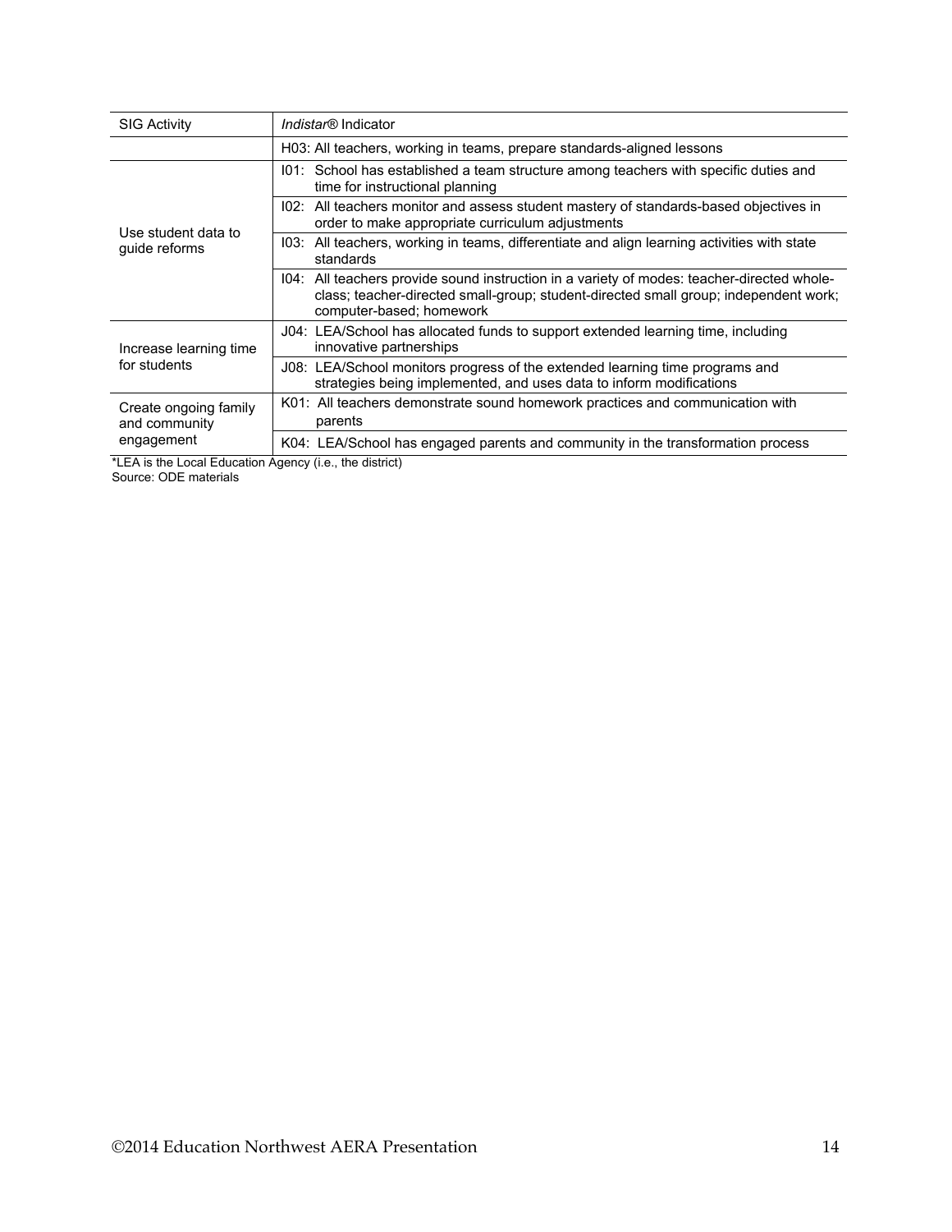| SIG Activity | *Indistar®* Indicator |
|---|---|
| | H03: All teachers, working in teams, prepare standards-aligned lessons |
| Use student data to guide reforms | I01: School has established a team structure among teachers with specific duties and time for instructional planning |
| | I02: All teachers monitor and assess student mastery of standards-based objectives in order to make appropriate curriculum adjustments |
| | I03: All teachers, working in teams, differentiate and align learning activities with state standards |
| | I04: All teachers provide sound instruction in a variety of modes: teacher-directed whole-class; teacher-directed small-group; student-directed small group; independent work; computer-based; homework |
| Increase learning time for students | J04: LEA/School has allocated funds to support extended learning time, including innovative partnerships |
| | J08: LEA/School monitors progress of the extended learning time programs and strategies being implemented, and uses data to inform modifications |
| Create ongoing family and community engagement | K01: All teachers demonstrate sound homework practices and communication with parents |
| | K04: LEA/School has engaged parents and community in the transformation process |

*LEA is the Local Education Agency (i.e., the district)

Source: ODE materials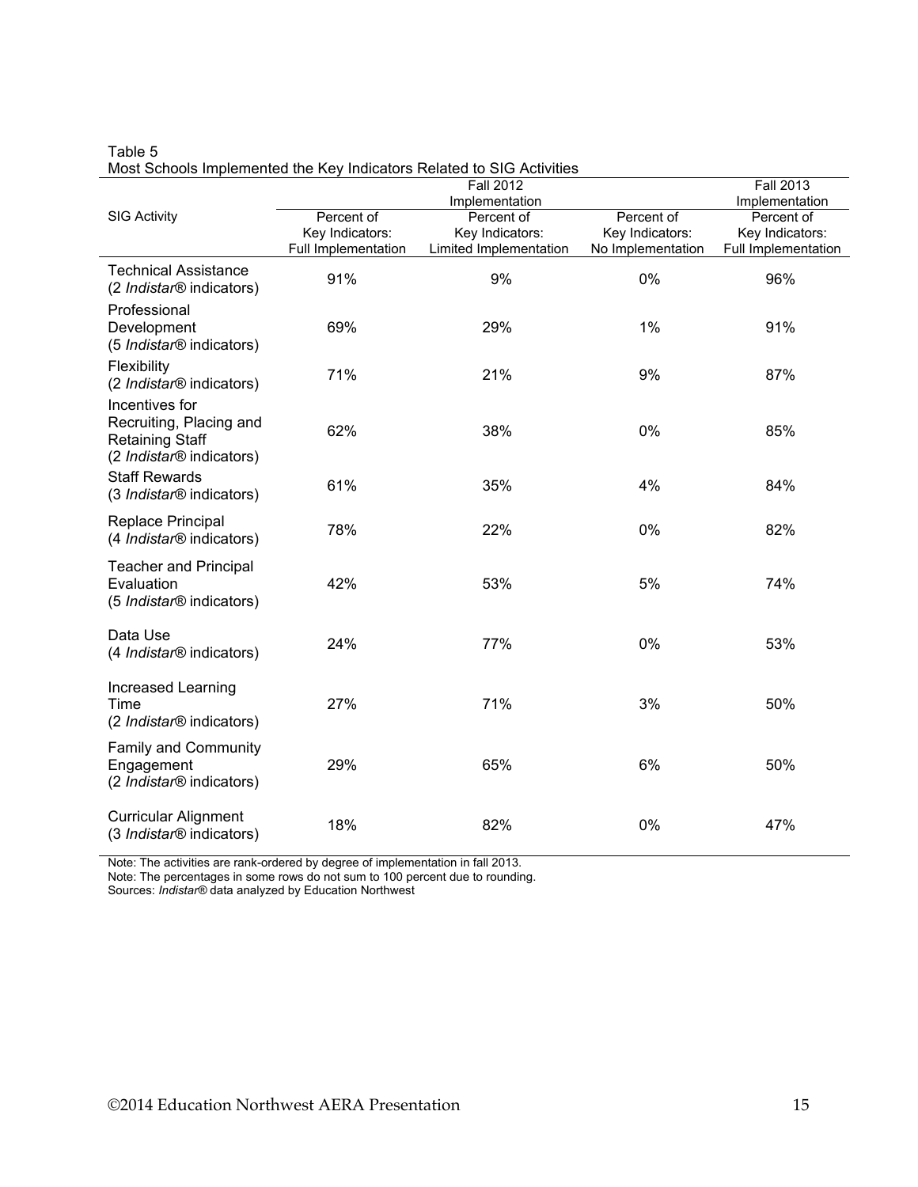Table 5
Most Schools Implemented the Key Indicators Related to SIG Activities

| SIG Activity | Fall 2012 Implementation | | | Fall 2013 Implementation |
|---|---|---|---|---|
| | Percent of Key Indicators: Full Implementation | Percent of Key Indicators: Limited Implementation | Percent of Key Indicators: No Implementation | Percent of Key Indicators: Full Implementation |
| Technical Assistance (2 *Indistar®* indicators) | 91% | 9% | 0% | 96% |
| Professional Development (5 *Indistar®* indicators) | 69% | 29% | 1% | 91% |
| Flexibility (2 *Indistar®* indicators) | 71% | 21% | 9% | 87% |
| Incentives for Recruiting, Placing and Retaining Staff (2 *Indistar®* indicators) | 62% | 38% | 0% | 85% |
| Staff Rewards (3 *Indistar®* indicators) | 61% | 35% | 4% | 84% |
| Replace Principal (4 *Indistar®* indicators) | 78% | 22% | 0% | 82% |
| Teacher and Principal Evaluation (5 *Indistar®* indicators) | 42% | 53% | 5% | 74% |
| Data Use (4 *Indistar®* indicators) | 24% | 77% | 0% | 53% |
| Increased Learning Time (2 *Indistar®* indicators) | 27% | 71% | 3% | 50% |
| Family and Community Engagement (2 *Indistar®* indicators) | 29% | 65% | 6% | 50% |
| Curricular Alignment (3 *Indistar®* indicators) | 18% | 82% | 0% | 47% |

Note: The activities are rank-ordered by degree of implementation in fall 2013.
Note: The percentages in some rows do not sum to 100 percent due to rounding.
Sources: *Indistar®* data analyzed by Education Northwest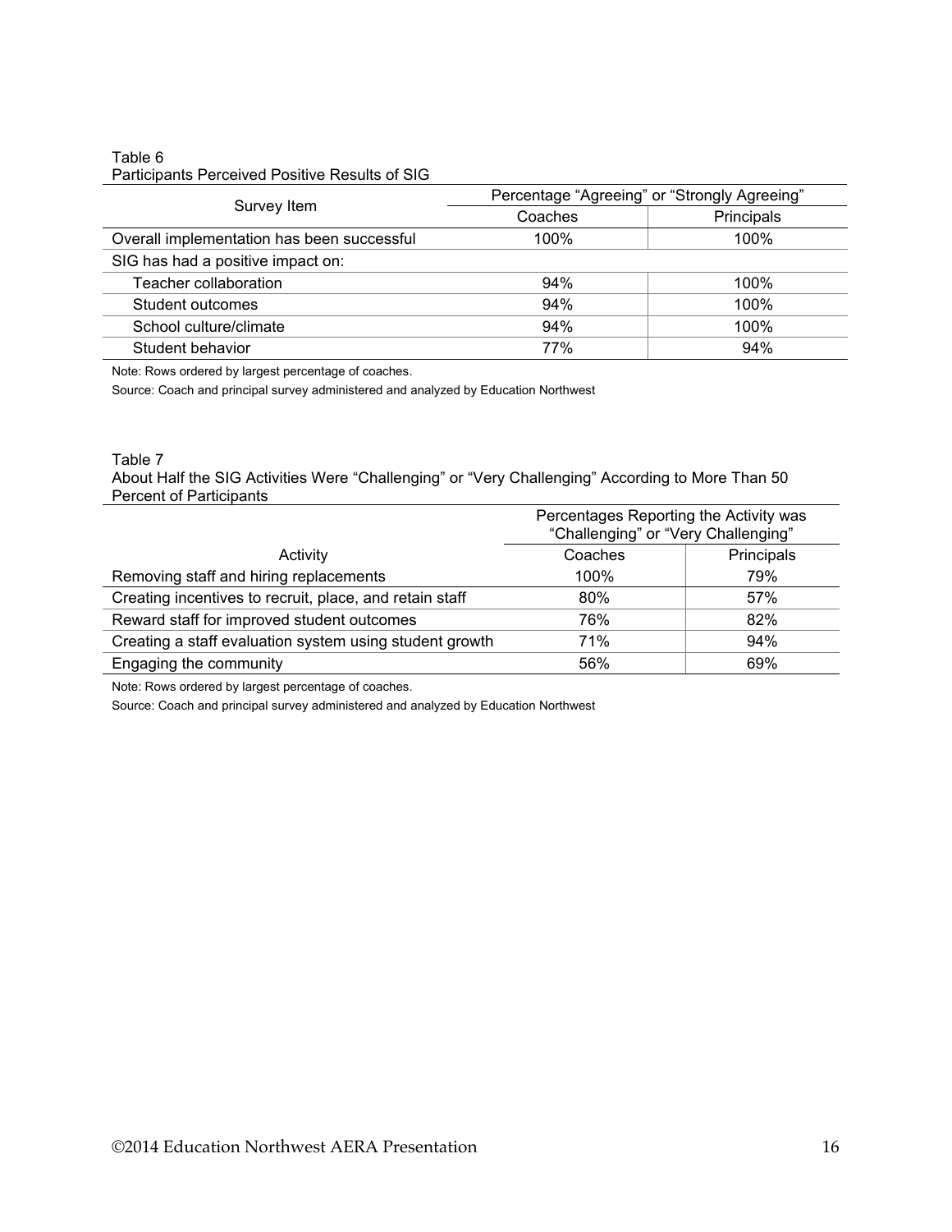Table 6
Participants Perceived Positive Results of SIG

| Survey Item | Percentage “Agreeing” or “Strongly Agreeing” | |
|---|---|---|
| | Coaches | Principals |
| Overall implementation has been successful | 100% | 100% |
| SIG has had a positive impact on: | | |
| Teacher collaboration | 94% | 100% |
| Student outcomes | 94% | 100% |
| School culture/climate | 94% | 100% |
| Student behavior | 77% | 94% |

Note: Rows ordered by largest percentage of coaches.

Source: Coach and principal survey administered and analyzed by Education Northwest

Table 7
About Half the SIG Activities Were “Challenging” or “Very Challenging” According to More Than 50 Percent of Participants

| Activity | Percentages Reporting the Activity was “Challenging” or “Very Challenging” | |
|---|---|---|
| | Coaches | Principals |
| Removing staff and hiring replacements | 100% | 79% |
| Creating incentives to recruit, place, and retain staff | 80% | 57% |
| Reward staff for improved student outcomes | 76% | 82% |
| Creating a staff evaluation system using student growth | 71% | 94% |
| Engaging the community | 56% | 69% |

Note: Rows ordered by largest percentage of coaches.

Source: Coach and principal survey administered and analyzed by Education Northwest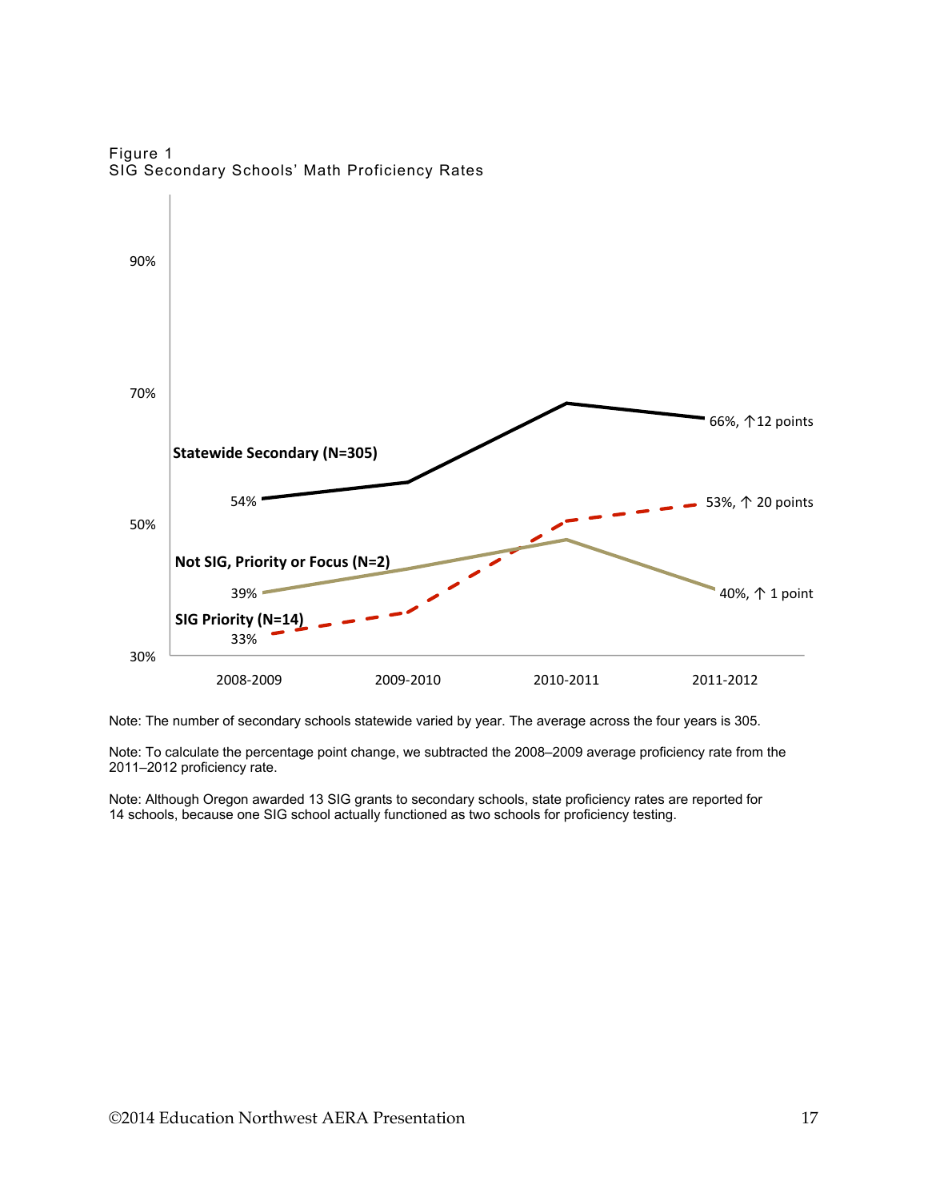Figure 1
SIG Secondary Schools' Math Proficiency Rates

90%

70%

50%

30%

Statewide Secondary (N=305)

54%

66%, ↑12 points

Not SIG, Priority or Focus (N=2)

39%

40%, ↑ 1 point

SIG Priority (N=14)

33%

53%, ↑ 20 points

2008-2009 2009-2010 2010-2011 2011-2012

Note: The number of secondary schools statewide varied by year. The average across the four years is 305.

Note: To calculate the percentage point change, we subtracted the 2008–2009 average proficiency rate from the 2011–2012 proficiency rate.

Note: Although Oregon awarded 13 SIG grants to secondary schools, state proficiency rates are reported for 14 schools, because one SIG school actually functioned as two schools for proficiency testing.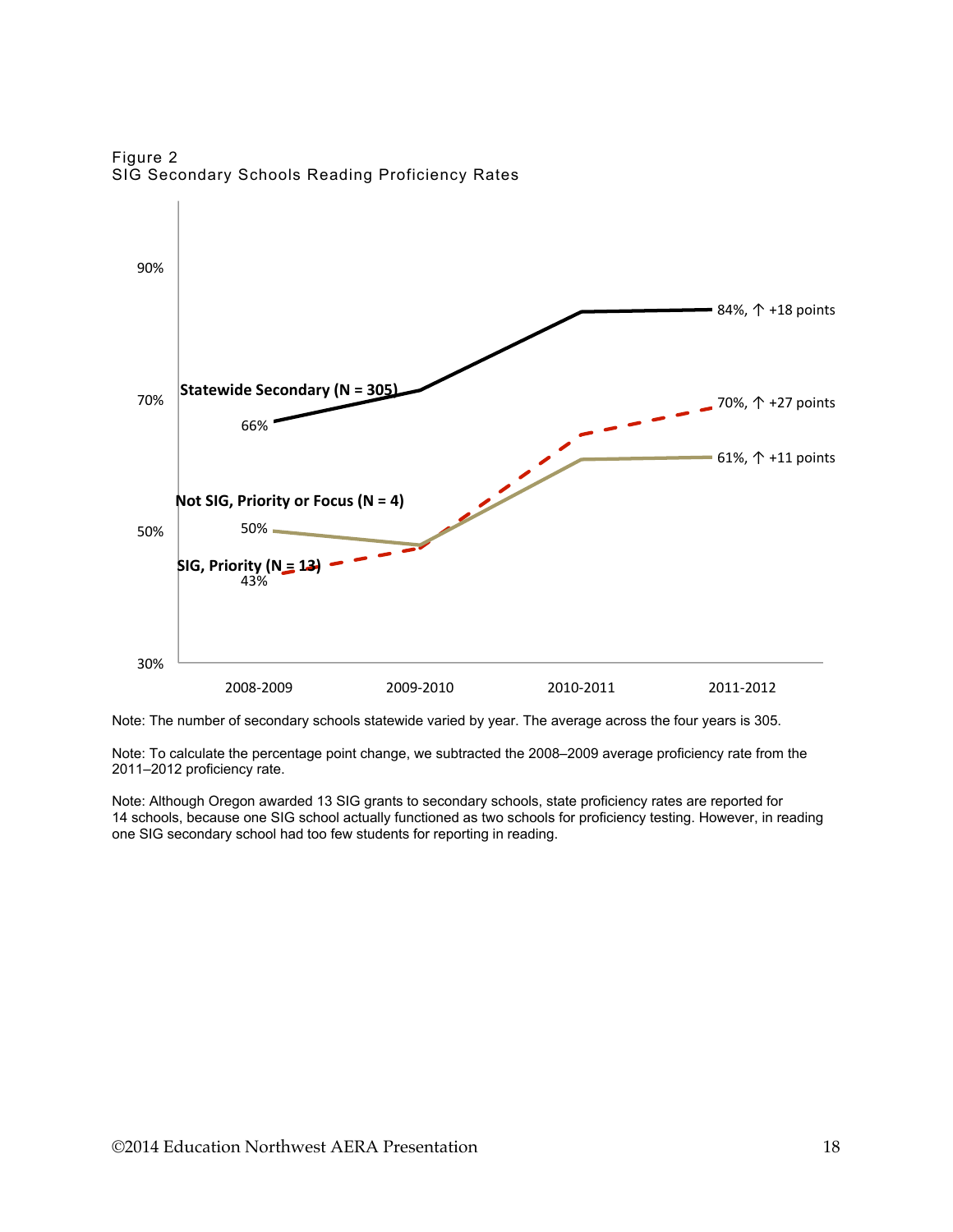Figure 2
SIG Secondary Schools Reading Proficiency Rates

90%

70%

50%

30%

Statewide Secondary (N = 305)

66%

84%, ↑ +18 points

70%, ↑ +27 points

61%, ↑ +11 points

Not SIG, Priority or Focus (N = 4)

50%

SIG, Priority (N = 13)

43%

2008-2009 2009-2010 2010-2011 2011-2012

Note: The number of secondary schools statewide varied by year. The average across the four years is 305.

Note: To calculate the percentage point change, we subtracted the 2008–2009 average proficiency rate from the 2011–2012 proficiency rate.

Note: Although Oregon awarded 13 SIG grants to secondary schools, state proficiency rates are reported for 14 schools, because one SIG school actually functioned as two schools for proficiency testing. However, in reading one SIG secondary school had too few students for reporting in reading.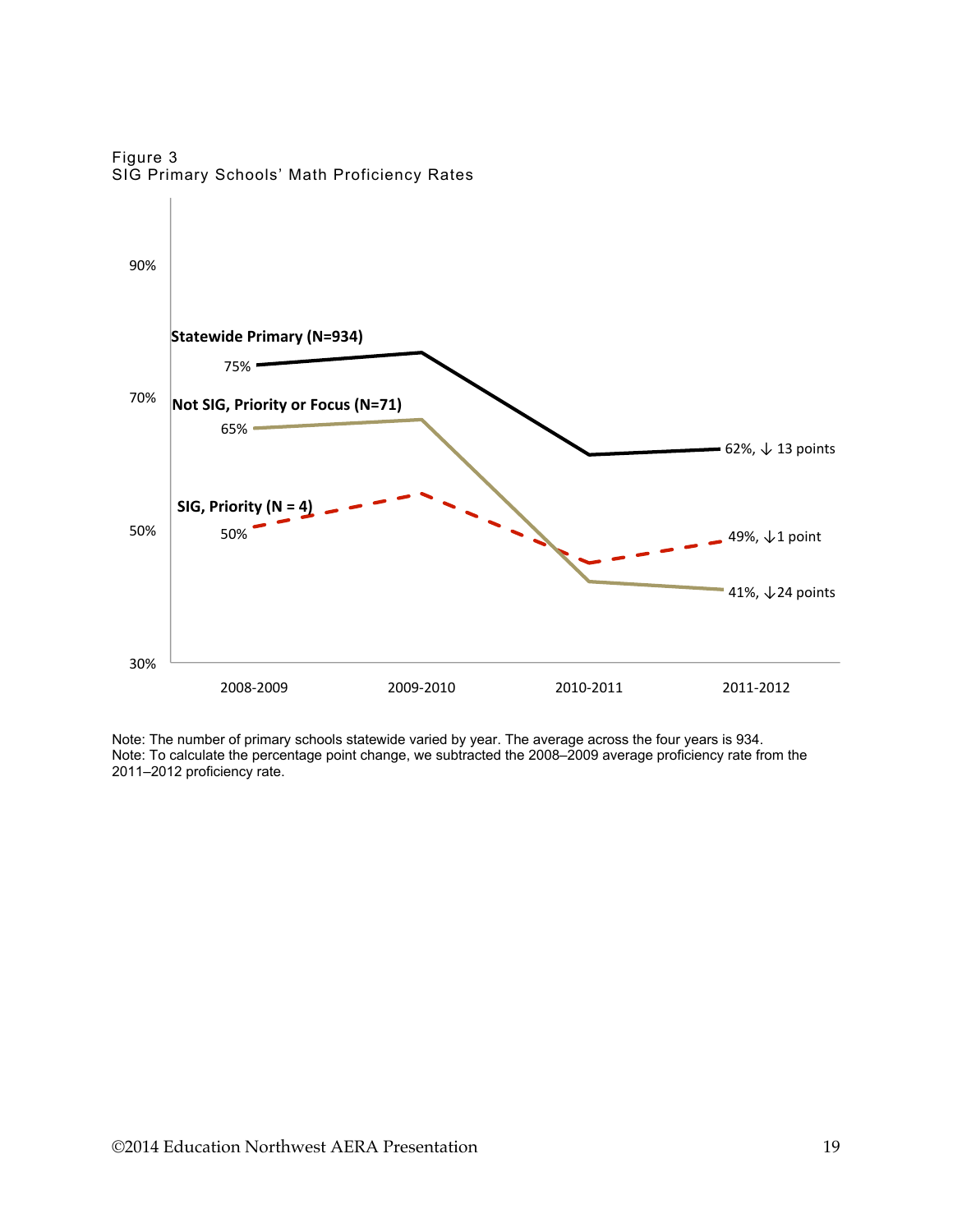Figure 3
SIG Primary Schools' Math Proficiency Rates

Statewide Primary (N=934)

75%

62%, ↓ 13 points

Not SIG, Priority or Focus (N=71)

65%

41%, ↓24 points

SIG, Priority (N = 4)

50%

49%, ↓1 point

90%

70%

50%

30%

2008-2009 2009-2010 2010-2011 2011-2012

Note: The number of primary schools statewide varied by year. The average across the four years is 934.
Note: To calculate the percentage point change, we subtracted the 2008–2009 average proficiency rate from the 2011–2012 proficiency rate.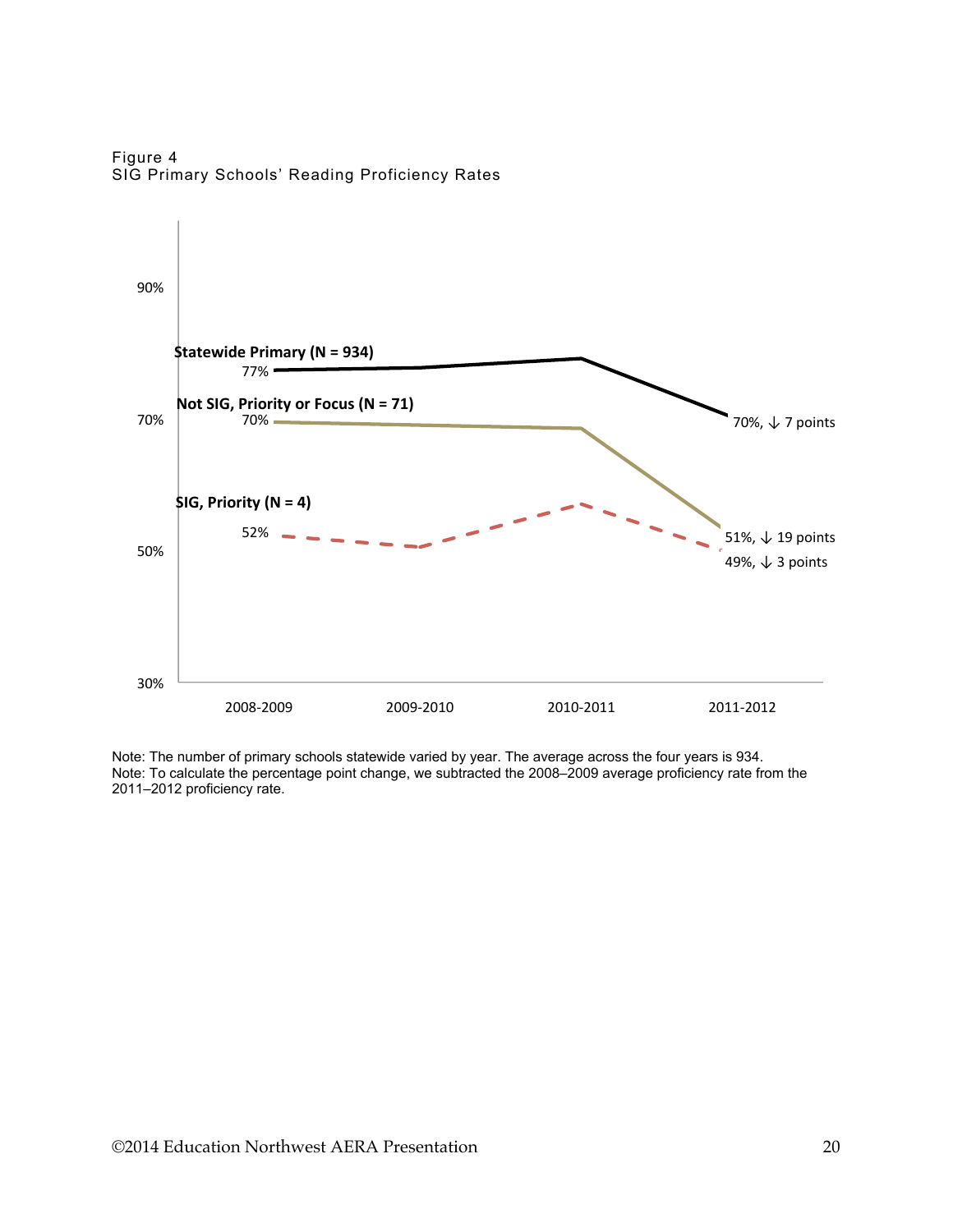Figure 4
SIG Primary Schools' Reading Proficiency Rates

Statewide Primary (N = 934)

77%

70%, ↓ 7 points

Not SIG, Priority or Focus (N = 71)

70%

51%, ↓ 19 points

SIG, Priority (N = 4)

52%

49%, ↓ 3 points

90%

70%

50%

30%

2008-2009 2009-2010 2010-2011 2011-2012

Note: The number of primary schools statewide varied by year. The average across the four years is 934.
Note: To calculate the percentage point change, we subtracted the 2008–2009 average proficiency rate from the 2011–2012 proficiency rate.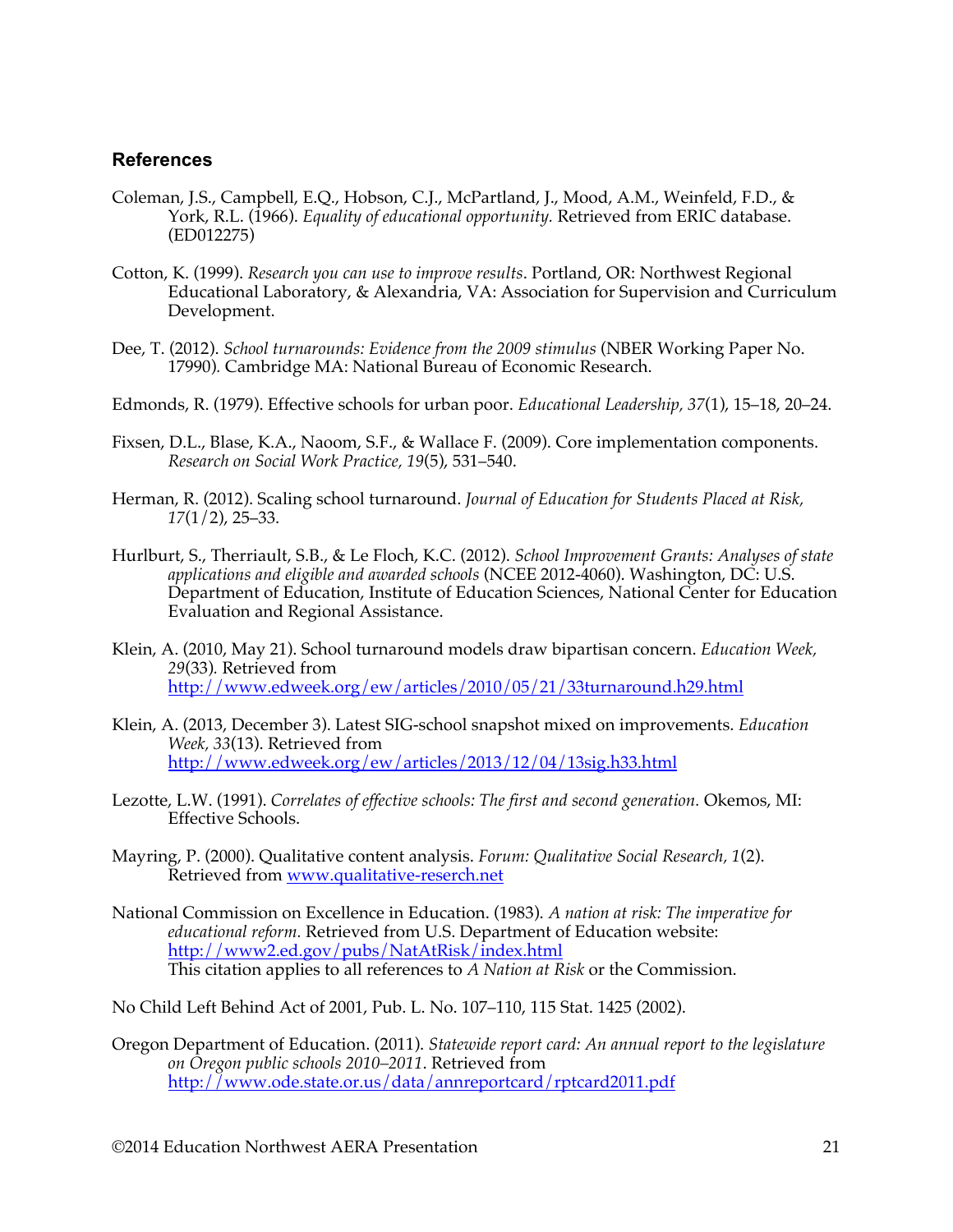### References

Coleman, J.S., Campbell, E.Q., Hobson, C.J., McPartland, J., Mood, A.M., Weinfeld, F.D., & York, R.L. (1966). *Equality of educational opportunity.* Retrieved from ERIC database. (ED012275)

Cotton, K. (1999). *Research you can use to improve results*. Portland, OR: Northwest Regional Educational Laboratory, & Alexandria, VA: Association for Supervision and Curriculum Development.

Dee, T. (2012). *School turnarounds: Evidence from the 2009 stimulus* (NBER Working Paper No. 17990). Cambridge MA: National Bureau of Economic Research.

Edmonds, R. (1979). Effective schools for urban poor. *Educational Leadership, 37*(1), 15–18, 20–24.

Fixsen, D.L., Blase, K.A., Naoom, S.F., & Wallace F. (2009). Core implementation components. *Research on Social Work Practice, 19*(5), 531–540.

Herman, R. (2012). Scaling school turnaround. *Journal of Education for Students Placed at Risk, 17*(1/2), 25–33.

Hurlburt, S., Therriault, S.B., & Le Floch, K.C. (2012). *School Improvement Grants: Analyses of state applications and eligible and awarded schools* (NCEE 2012-4060). Washington, DC: U.S. Department of Education, Institute of Education Sciences, National Center for Education Evaluation and Regional Assistance.

Klein, A. (2010, May 21). School turnaround models draw bipartisan concern. *Education Week, 29*(33). Retrieved from http://www.edweek.org/ew/articles/2010/05/21/33turnaround.h29.html

Klein, A. (2013, December 3). Latest SIG-school snapshot mixed on improvements. *Education Week, 33*(13). Retrieved from http://www.edweek.org/ew/articles/2013/12/04/13sig.h33.html

Lezotte, L.W. (1991). *Correlates of effective schools: The first and second generation.* Okemos, MI: Effective Schools.

Mayring, P. (2000). Qualitative content analysis. *Forum: Qualitative Social Research, 1*(2). Retrieved from www.qualitative-reserch.net

National Commission on Excellence in Education. (1983). *A nation at risk: The imperative for educational reform.* Retrieved from U.S. Department of Education website: http://www2.ed.gov/pubs/NatAtRisk/index.html
This citation applies to all references to *A Nation at Risk* or the Commission.

No Child Left Behind Act of 2001, Pub. L. No. 107–110, 115 Stat. 1425 (2002).

Oregon Department of Education. (2011). *Statewide report card: An annual report to the legislature on Oregon public schools 2010–2011*. Retrieved from http://www.ode.state.or.us/data/annreportcard/rptcard2011.pdf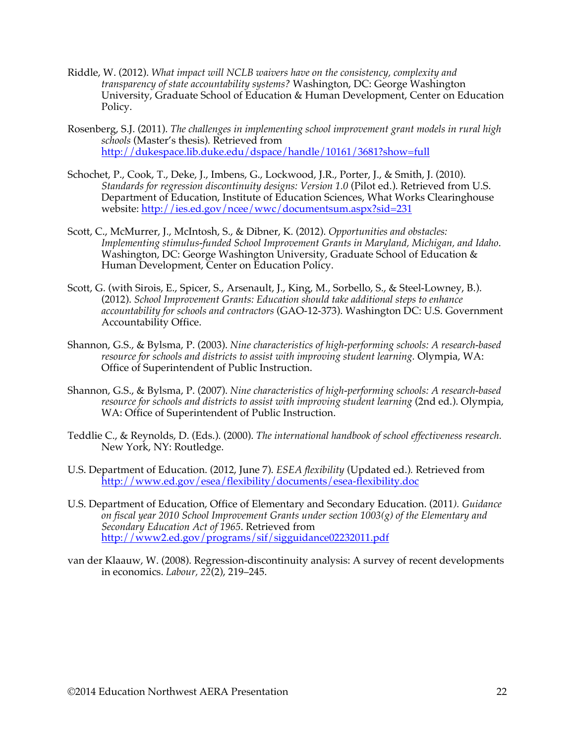Riddle, W. (2012). *What impact will NCLB waivers have on the consistency, complexity and transparency of state accountability systems?* Washington, DC: George Washington University, Graduate School of Education & Human Development, Center on Education Policy.

Rosenberg, S.J. (2011). *The challenges in implementing school improvement grant models in rural high schools* (Master's thesis). Retrieved from http://dukespace.lib.duke.edu/dspace/handle/10161/3681?show=full

Schochet, P., Cook, T., Deke, J., Imbens, G., Lockwood, J.R., Porter, J., & Smith, J. (2010). *Standards for regression discontinuity designs: Version 1.0* (Pilot ed.). Retrieved from U.S. Department of Education, Institute of Education Sciences, What Works Clearinghouse website: http://ies.ed.gov/ncee/wwc/documentsum.aspx?sid=231

Scott, C., McMurrer, J., McIntosh, S., & Dibner, K. (2012). *Opportunities and obstacles: Implementing stimulus-funded School Improvement Grants in Maryland, Michigan, and Idaho*. Washington, DC: George Washington University, Graduate School of Education & Human Development, Center on Education Policy.

Scott, G. (with Sirois, E., Spicer, S., Arsenault, J., King, M., Sorbello, S., & Steel-Lowney, B.). (2012). *School Improvement Grants: Education should take additional steps to enhance accountability for schools and contractors* (GAO-12-373). Washington DC: U.S. Government Accountability Office.

Shannon, G.S., & Bylsma, P. (2003). *Nine characteristics of high-performing schools: A research-based resource for schools and districts to assist with improving student learning.* Olympia, WA: Office of Superintendent of Public Instruction.

Shannon, G.S., & Bylsma, P. (2007). *Nine characteristics of high-performing schools: A research-based resource for schools and districts to assist with improving student learning* (2nd ed.). Olympia, WA: Office of Superintendent of Public Instruction.

Teddlie C., & Reynolds, D. (Eds.). (2000). *The international handbook of school effectiveness research.* New York, NY: Routledge.

U.S. Department of Education. (2012, June 7). *ESEA flexibility* (Updated ed.). Retrieved from http://www.ed.gov/esea/flexibility/documents/esea-flexibility.doc

U.S. Department of Education, Office of Elementary and Secondary Education. (2011*). Guidance on fiscal year 2010 School Improvement Grants under section 1003(g) of the Elementary and Secondary Education Act of 1965*. Retrieved from http://www2.ed.gov/programs/sif/sigguidance02232011.pdf

van der Klaauw, W. (2008). Regression-discontinuity analysis: A survey of recent developments in economics. *Labour, 22*(2), 219–245.